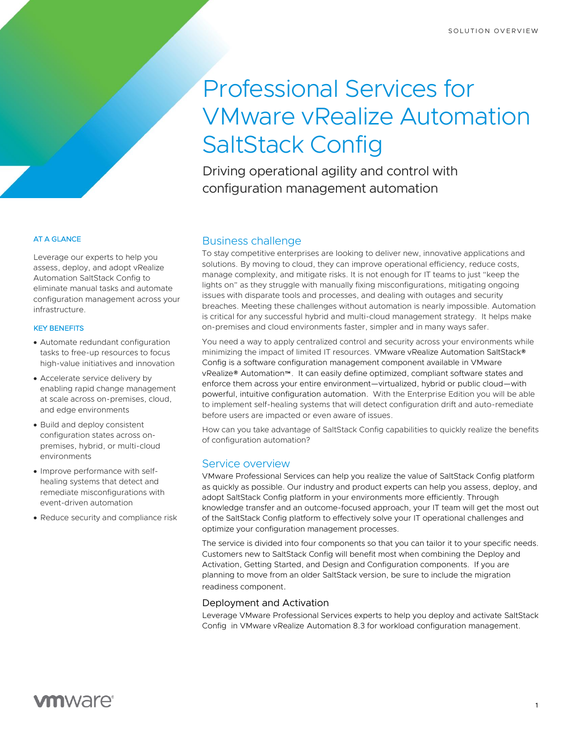SOLUTION OVERVIEW

# Professional Services for VMware vRealize Automation SaltStack Config

Driving operational agility and control with configuration management automation

### AT A GLANCE

Leverage our experts to help you assess, deploy, and adopt vRealize Automation SaltStack Config to eliminate manual tasks and automate configuration management across your infrastructure.

### KEY BENEFITS

- Automate redundant configuration tasks to free-up resources to focus high-value initiatives and innovation
- Accelerate service delivery by enabling rapid change management at scale across on-premises, cloud, and edge environments
- Build and deploy consistent configuration states across on-premises, hybrid, or multi-cloud environments
- Improve performance with self-healing systems that detect and remediate misconfigurations with event-driven automation
- Reduce security and compliance risk

## Business challenge

To stay competitive enterprises are looking to deliver new, innovative applications and solutions. By moving to cloud, they can improve operational efficiency, reduce costs, manage complexity, and mitigate risks. It is not enough for IT teams to just "keep the lights on" as they struggle with manually fixing misconfigurations, mitigating ongoing issues with disparate tools and processes, and dealing with outages and security breaches. Meeting these challenges without automation is nearly impossible. Automation is critical for any successful hybrid and multi-cloud management strategy. It helps make on-premises and cloud environments faster, simpler and in many ways safer.

You need a way to apply centralized control and security across your environments while minimizing the impact of limited IT resources. VMware vRealize Automation SaltStack® Config is a software configuration management component available in VMware vRealize® Automation™. It can easily define optimized, compliant software states and enforce them across your entire environment—virtualized, hybrid or public cloud—with powerful, intuitive configuration automation. With the Enterprise Edition you will be able to implement self-healing systems that will detect configuration drift and auto-remediate before users are impacted or even aware of issues.

How can you take advantage of SaltStack Config capabilities to quickly realize the benefits of configuration automation?

## Service overview

VMware Professional Services can help you realize the value of SaltStack Config platform as quickly as possible. Our industry and product experts can help you assess, deploy, and adopt SaltStack Config platform in your environments more efficiently. Through knowledge transfer and an outcome-focused approach, your IT team will get the most out of the SaltStack Config platform to effectively solve your IT operational challenges and optimize your configuration management processes.

The service is divided into four components so that you can tailor it to your specific needs. Customers new to SaltStack Config will benefit most when combining the Deploy and Activation, Getting Started, and Design and Configuration components. If you are planning to move from an older SaltStack version, be sure to include the migration readiness component.

### Deployment and Activation

Leverage VMware Professional Services experts to help you deploy and activate SaltStack Config in VMware vRealize Automation 8.3 for workload configuration management.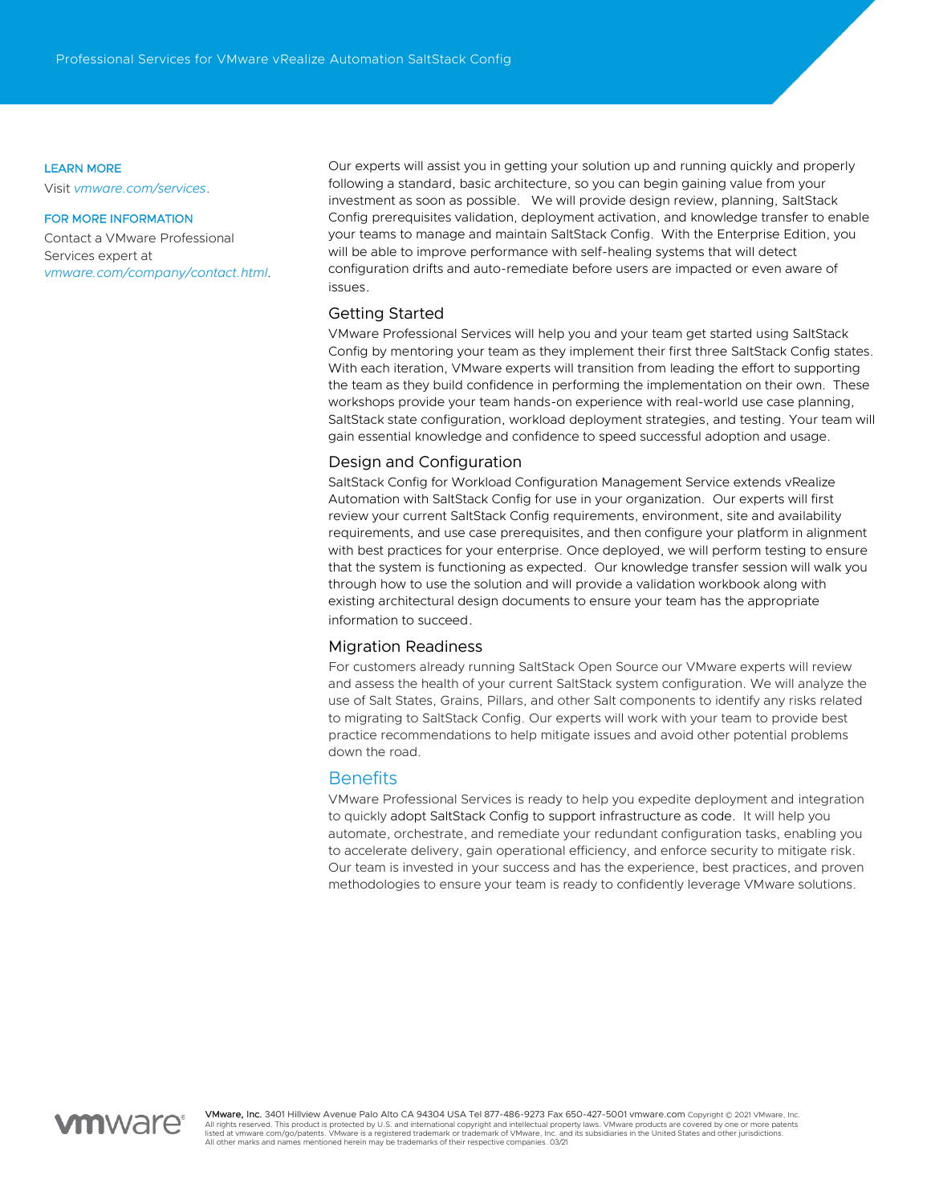**LEARN MORE**

Visit *vmware.com/services*.

**FOR MORE INFORMATION**

Contact a VMware Professional Services expert at *vmware.com/company/contact.html*.

Our experts will assist you in getting your solution up and running quickly and properly following a standard, basic architecture, so you can begin gaining value from your investment as soon as possible. We will provide design review, planning, SaltStack Config prerequisites validation, deployment activation, and knowledge transfer to enable your teams to manage and maintain SaltStack Config. With the Enterprise Edition, you will be able to improve performance with self-healing systems that will detect configuration drifts and auto-remediate before users are impacted or even aware of issues.

### Getting Started

VMware Professional Services will help you and your team get started using SaltStack Config by mentoring your team as they implement their first three SaltStack Config states. With each iteration, VMware experts will transition from leading the effort to supporting the team as they build confidence in performing the implementation on their own. These workshops provide your team hands-on experience with real-world use case planning, SaltStack state configuration, workload deployment strategies, and testing. Your team will gain essential knowledge and confidence to speed successful adoption and usage.

### Design and Configuration

SaltStack Config for Workload Configuration Management Service extends vRealize Automation with SaltStack Config for use in your organization. Our experts will first review your current SaltStack Config requirements, environment, site and availability requirements, and use case prerequisites, and then configure your platform in alignment with best practices for your enterprise. Once deployed, we will perform testing to ensure that the system is functioning as expected. Our knowledge transfer session will walk you through how to use the solution and will provide a validation workbook along with existing architectural design documents to ensure your team has the appropriate information to succeed.

### Migration Readiness

For customers already running SaltStack Open Source our VMware experts will review and assess the health of your current SaltStack system configuration. We will analyze the use of Salt States, Grains, Pillars, and other Salt components to identify any risks related to migrating to SaltStack Config. Our experts will work with your team to provide best practice recommendations to help mitigate issues and avoid other potential problems down the road.

## Benefits

VMware Professional Services is ready to help you expedite deployment and integration to quickly adopt SaltStack Config to support infrastructure as code. It will help you automate, orchestrate, and remediate your redundant configuration tasks, enabling you to accelerate delivery, gain operational efficiency, and enforce security to mitigate risk. Our team is invested in your success and has the experience, best practices, and proven methodologies to ensure your team is ready to confidently leverage VMware solutions.

**VMware, Inc.** 3401 Hillview Avenue Palo Alto CA 94304 USA Tel 877-486-9273 Fax 650-427-5001 vmware.com Copyright © 2021 VMware, Inc. All rights reserved. This product is protected by U.S. and international copyright and intellectual property laws. VMware products are covered by one or more patents listed at vmware.com/go/patents. VMware is a registered trademark or trademark of VMware, Inc. and its subsidiaries in the United States and other jurisdictions. All other marks and names mentioned herein may be trademarks of their respective companies. 03/21